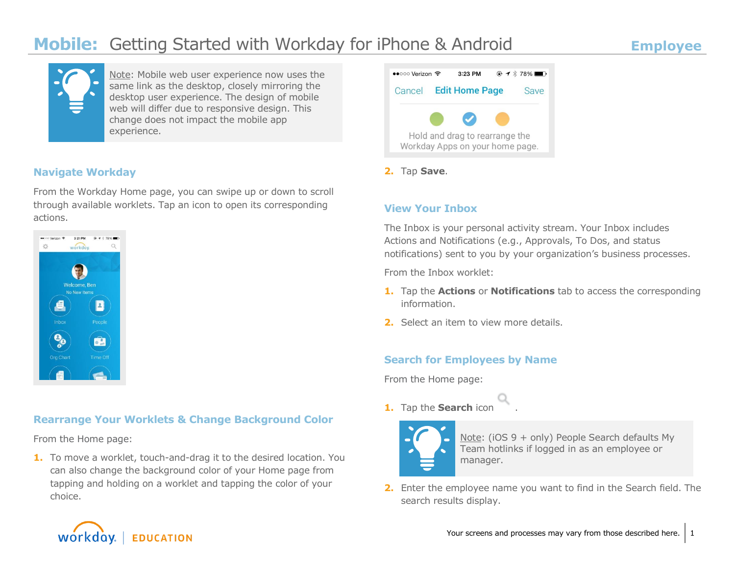# Mobile: Getting Started with Workday for iPhone & Android

Employee

Note: Mobile web user experience now uses the same link as the desktop, closely mirroring the desktop user experience. The design of mobile web will differ due to responsive design. This change does not impact the mobile app experience.

## Navigate Workday

From the Workday Home page, you can swipe up or down to scroll through available worklets. Tap an icon to open its corresponding actions.

## Rearrange Your Worklets & Change Background Color

From the Home page:

1. To move a worklet, touch-and-drag it to the desired location. You can also change the background color of your Home page from tapping and holding on a worklet and tapping the color of your choice.

2. Tap **Save**.

## View Your Inbox

The Inbox is your personal activity stream. Your Inbox includes Actions and Notifications (e.g., Approvals, To Dos, and status notifications) sent to you by your organization's business processes.

From the Inbox worklet:

1. Tap the **Actions** or **Notifications** tab to access the corresponding information.
2. Select an item to view more details.

## Search for Employees by Name

From the Home page:

1. Tap the **Search** icon .

   Note: (iOS 9 + only) People Search defaults My Team hotlinks if logged in as an employee or manager.

2. Enter the employee name you want to find in the Search field. The search results display.

Your screens and processes may vary from those described here.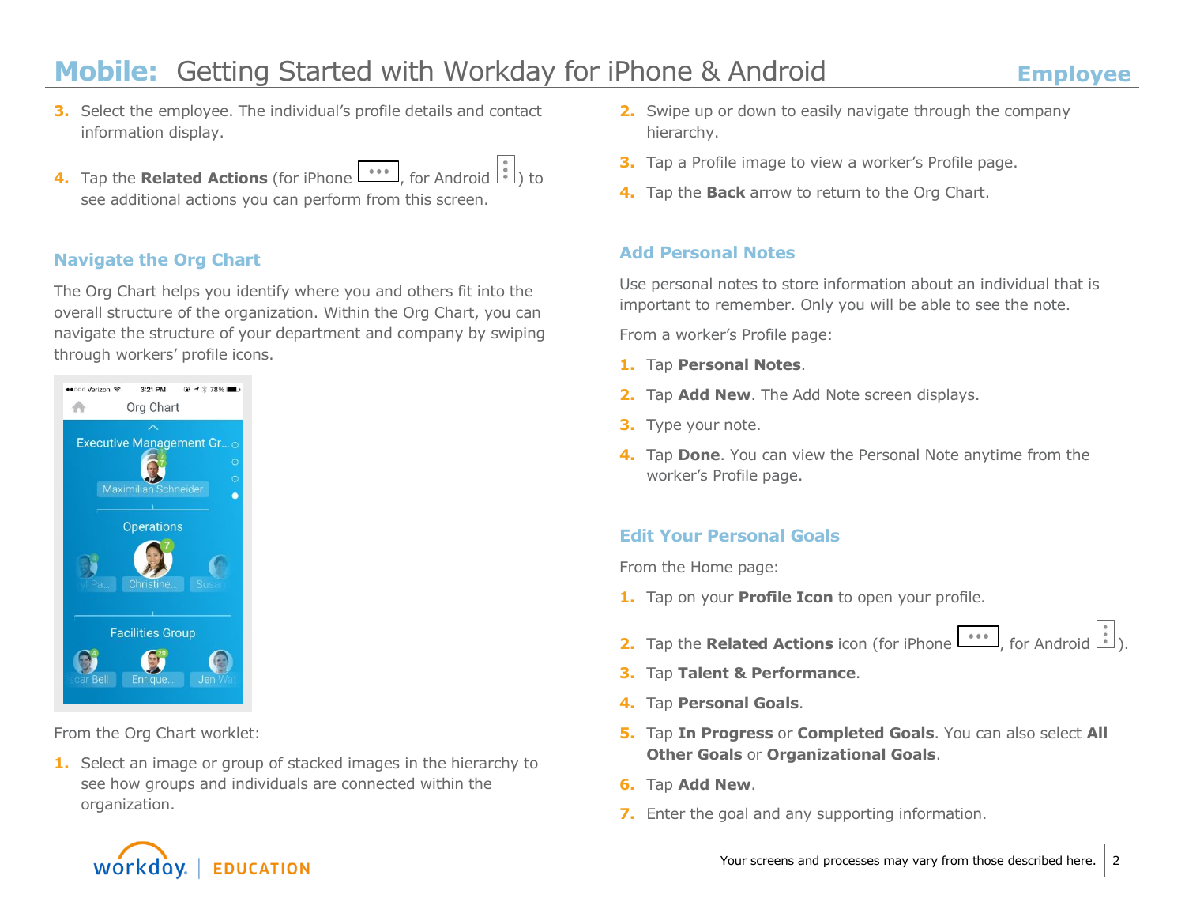3. Select the employee. The individual's profile details and contact information display.

4. Tap the **Related Actions** (for iPhone ..., for Android ⋮) to see additional actions you can perform from this screen.

## Navigate the Org Chart

The Org Chart helps you identify where you and others fit into the overall structure of the organization. Within the Org Chart, you can navigate the structure of your department and company by swiping through workers' profile icons.

From the Org Chart worklet:

1. Select an image or group of stacked images in the hierarchy to see how groups and individuals are connected within the organization.
2. Swipe up or down to easily navigate through the company hierarchy.
3. Tap a Profile image to view a worker's Profile page.
4. Tap the **Back** arrow to return to the Org Chart.

## Add Personal Notes

Use personal notes to store information about an individual that is important to remember. Only you will be able to see the note.

From a worker's Profile page:

1. Tap **Personal Notes**.
2. Tap **Add New**. The Add Note screen displays.
3. Type your note.
4. Tap **Done**. You can view the Personal Note anytime from the worker's Profile page.

## Edit Your Personal Goals

From the Home page:

1. Tap on your **Profile Icon** to open your profile.
2. Tap the **Related Actions** icon (for iPhone ..., for Android ⋮).
3. Tap **Talent & Performance**.
4. Tap **Personal Goals**.
5. Tap **In Progress** or **Completed Goals**. You can also select **All Other Goals** or **Organizational Goals**.
6. Tap **Add New**.
7. Enter the goal and any supporting information.

Your screens and processes may vary from those described here.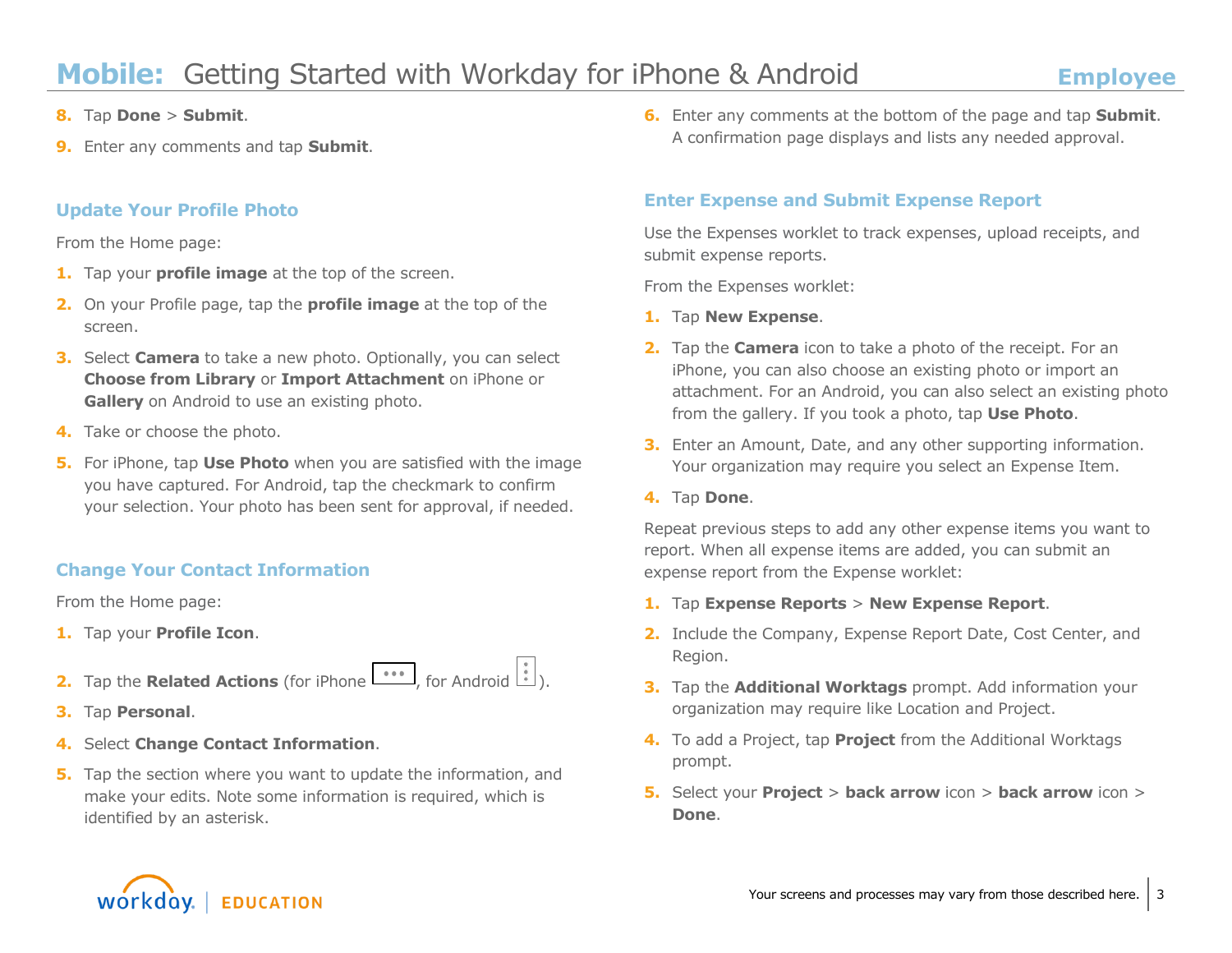8. Tap **Done** > **Submit**.
9. Enter any comments and tap **Submit**.

### Update Your Profile Photo

From the Home page:

1. Tap your **profile image** at the top of the screen.
2. On your Profile page, tap the **profile image** at the top of the screen.
3. Select **Camera** to take a new photo. Optionally, you can select **Choose from Library** or **Import Attachment** on iPhone or **Gallery** on Android to use an existing photo.
4. Take or choose the photo.
5. For iPhone, tap **Use Photo** when you are satisfied with the image you have captured. For Android, tap the checkmark to confirm your selection. Your photo has been sent for approval, if needed.

### Change Your Contact Information

From the Home page:

1. Tap your **Profile Icon**.
2. Tap the **Related Actions** (for iPhone •••, for Android ⋮).
3. Tap **Personal**.
4. Select **Change Contact Information**.
5. Tap the section where you want to update the information, and make your edits. Note some information is required, which is identified by an asterisk.
6. Enter any comments at the bottom of the page and tap **Submit**. A confirmation page displays and lists any needed approval.

### Enter Expense and Submit Expense Report

Use the Expenses worklet to track expenses, upload receipts, and submit expense reports.

From the Expenses worklet:

1. Tap **New Expense**.
2. Tap the **Camera** icon to take a photo of the receipt. For an iPhone, you can also choose an existing photo or import an attachment. For an Android, you can also select an existing photo from the gallery. If you took a photo, tap **Use Photo**.
3. Enter an Amount, Date, and any other supporting information. Your organization may require you select an Expense Item.
4. Tap **Done**.

Repeat previous steps to add any other expense items you want to report. When all expense items are added, you can submit an expense report from the Expense worklet:

1. Tap **Expense Reports** > **New Expense Report**.
2. Include the Company, Expense Report Date, Cost Center, and Region.
3. Tap the **Additional Worktags** prompt. Add information your organization may require like Location and Project.
4. To add a Project, tap **Project** from the Additional Worktags prompt.
5. Select your **Project** > **back arrow** icon > **back arrow** icon > **Done**.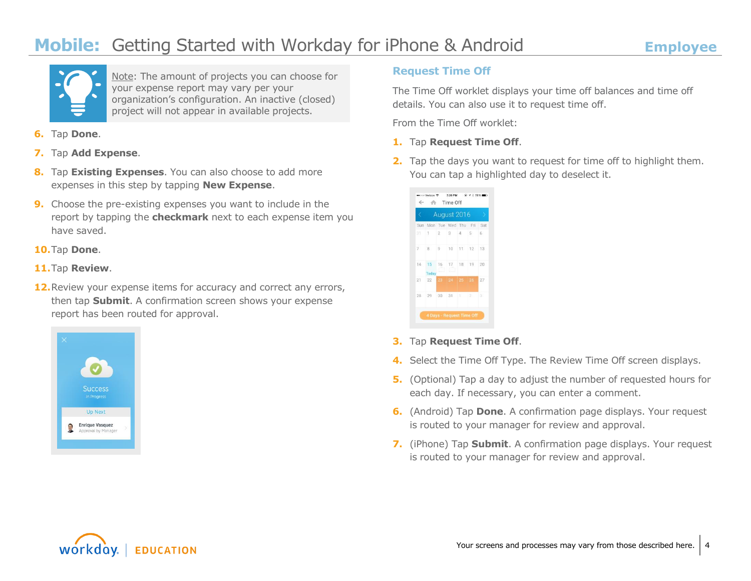Note: The amount of projects you can choose for your expense report may vary per your organization's configuration. An inactive (closed) project will not appear in available projects.

6. Tap **Done**.
7. Tap **Add Expense**.
8. Tap **Existing Expenses**. You can also choose to add more expenses in this step by tapping **New Expense**.
9. Choose the pre-existing expenses you want to include in the report by tapping the **checkmark** next to each expense item you have saved.
10. Tap **Done**.
11. Tap **Review**.
12. Review your expense items for accuracy and correct any errors, then tap **Submit**. A confirmation screen shows your expense report has been routed for approval.

## Request Time Off

The Time Off worklet displays your time off balances and time off details. You can also use it to request time off.

From the Time Off worklet:

1. Tap **Request Time Off**.
2. Tap the days you want to request for time off to highlight them. You can tap a highlighted day to deselect it.
3. Tap **Request Time Off**.
4. Select the Time Off Type. The Review Time Off screen displays.
5. (Optional) Tap a day to adjust the number of requested hours for each day. If necessary, you can enter a comment.
6. (Android) Tap **Done**. A confirmation page displays. Your request is routed to your manager for review and approval.
7. (iPhone) Tap **Submit**. A confirmation page displays. Your request is routed to your manager for review and approval.

Your screens and processes may vary from those described here.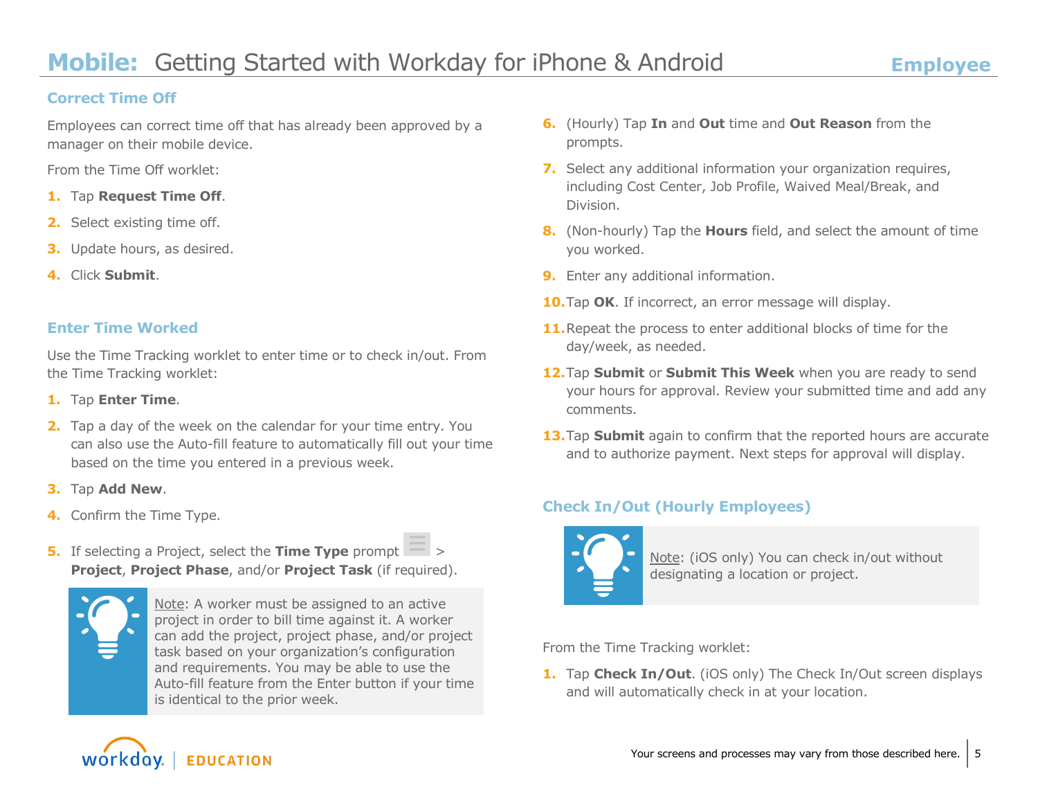## Correct Time Off

Employees can correct time off that has already been approved by a manager on their mobile device.

From the Time Off worklet:

1. Tap **Request Time Off**.
2. Select existing time off.
3. Update hours, as desired.
4. Click **Submit**.

## Enter Time Worked

Use the Time Tracking worklet to enter time or to check in/out. From the Time Tracking worklet:

1. Tap **Enter Time**.
2. Tap a day of the week on the calendar for your time entry. You can also use the Auto-fill feature to automatically fill out your time based on the time you entered in a previous week.
3. Tap **Add New**.
4. Confirm the Time Type.
5. If selecting a Project, select the **Time Type** prompt > **Project**, **Project Phase**, and/or **Project Task** (if required).

> Note: A worker must be assigned to an active project in order to bill time against it. A worker can add the project, project phase, and/or project task based on your organization's configuration and requirements. You may be able to use the Auto-fill feature from the Enter button if your time is identical to the prior week.

6. (Hourly) Tap **In** and **Out** time and **Out Reason** from the prompts.
7. Select any additional information your organization requires, including Cost Center, Job Profile, Waived Meal/Break, and Division.
8. (Non-hourly) Tap the **Hours** field, and select the amount of time you worked.
9. Enter any additional information.
10. Tap **OK**. If incorrect, an error message will display.
11. Repeat the process to enter additional blocks of time for the day/week, as needed.
12. Tap **Submit** or **Submit This Week** when you are ready to send your hours for approval. Review your submitted time and add any comments.
13. Tap **Submit** again to confirm that the reported hours are accurate and to authorize payment. Next steps for approval will display.

## Check In/Out (Hourly Employees)

> Note: (iOS only) You can check in/out without designating a location or project.

From the Time Tracking worklet:

1. Tap **Check In/Out**. (iOS only) The Check In/Out screen displays and will automatically check in at your location.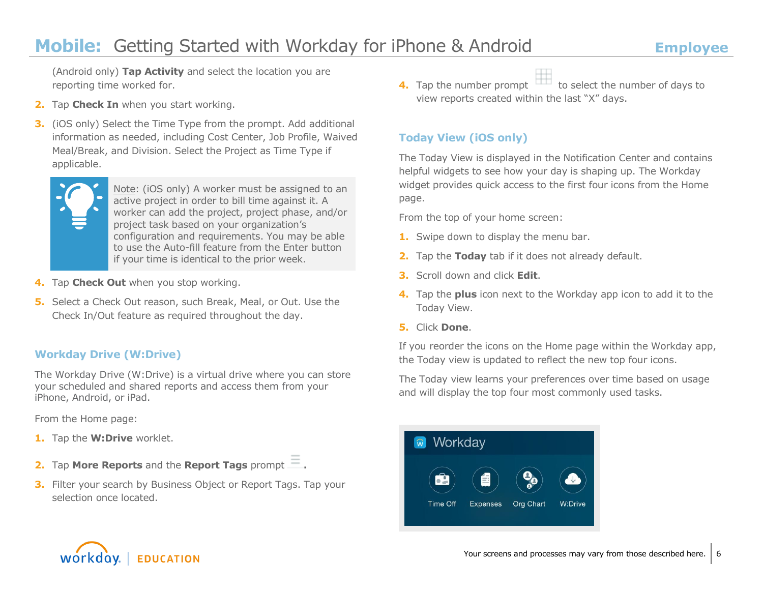(Android only) **Tap Activity** and select the location you are reporting time worked for.

2. Tap **Check In** when you start working.
3. (iOS only) Select the Time Type from the prompt. Add additional information as needed, including Cost Center, Job Profile, Waived Meal/Break, and Division. Select the Project as Time Type if applicable.

> Note: (iOS only) A worker must be assigned to an active project in order to bill time against it. A worker can add the project, project phase, and/or project task based on your organization's configuration and requirements. You may be able to use the Auto-fill feature from the Enter button if your time is identical to the prior week.

4. Tap **Check Out** when you stop working.
5. Select a Check Out reason, such Break, Meal, or Out. Use the Check In/Out feature as required throughout the day.

## Workday Drive (W:Drive)

The Workday Drive (W:Drive) is a virtual drive where you can store your scheduled and shared reports and access them from your iPhone, Android, or iPad.

From the Home page:

1. Tap the **W:Drive** worklet.
2. Tap **More Reports** and the **Report Tags** prompt.
3. Filter your search by Business Object or Report Tags. Tap your selection once located.
4. Tap the number prompt to select the number of days to view reports created within the last "X" days.

## Today View (iOS only)

The Today View is displayed in the Notification Center and contains helpful widgets to see how your day is shaping up. The Workday widget provides quick access to the first four icons from the Home page.

From the top of your home screen:

1. Swipe down to display the menu bar.
2. Tap the **Today** tab if it does not already default.
3. Scroll down and click **Edit**.
4. Tap the **plus** icon next to the Workday app icon to add it to the Today View.
5. Click **Done**.

If you reorder the icons on the Home page within the Workday app, the Today view is updated to reflect the new top four icons.

The Today view learns your preferences over time based on usage and will display the top four most commonly used tasks.

Workday

Time Off
Expenses
Org Chart
W:Drive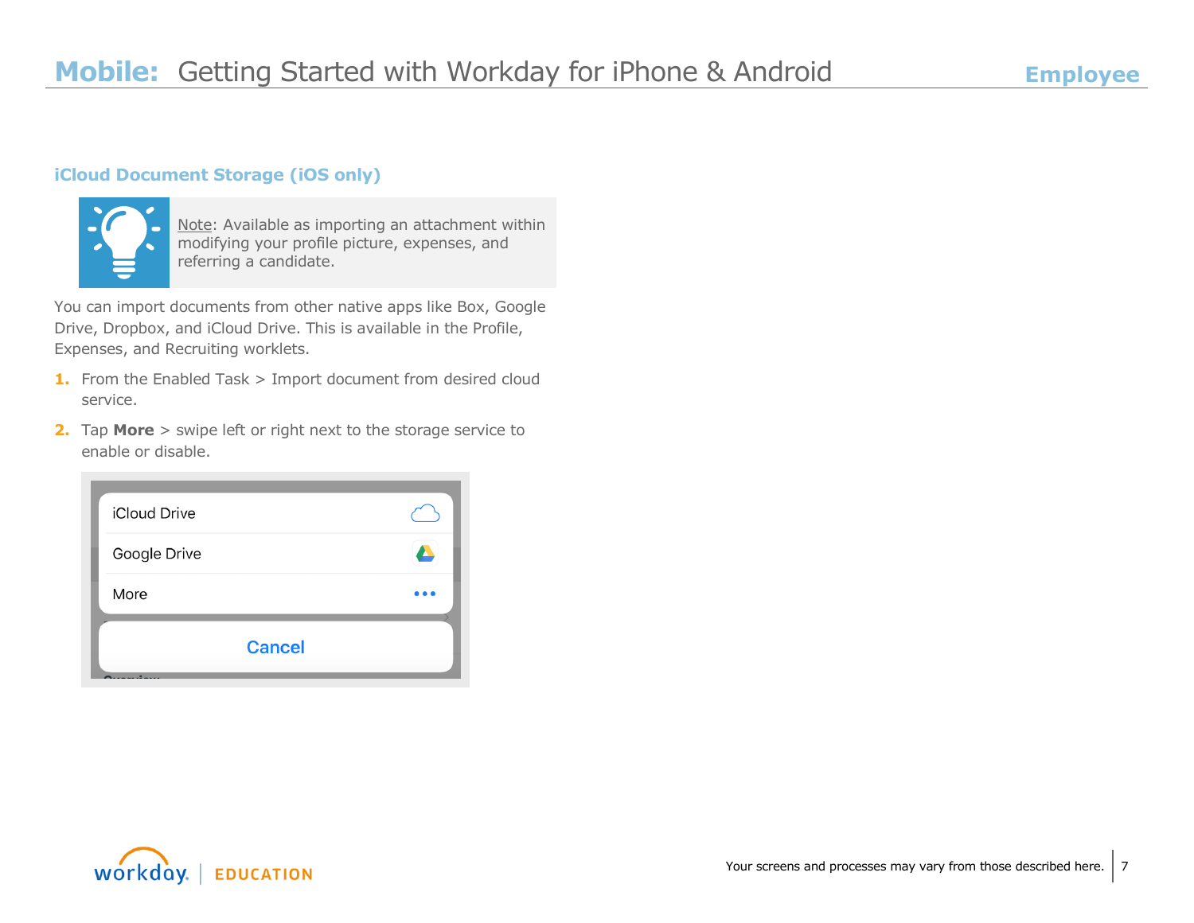## iCloud Document Storage (iOS only)

Note: Available as importing an attachment within modifying your profile picture, expenses, and referring a candidate.

You can import documents from other native apps like Box, Google Drive, Dropbox, and iCloud Drive. This is available in the Profile, Expenses, and Recruiting worklets.

1. From the Enabled Task > Import document from desired cloud service.
2. Tap **More** > swipe left or right next to the storage service to enable or disable.